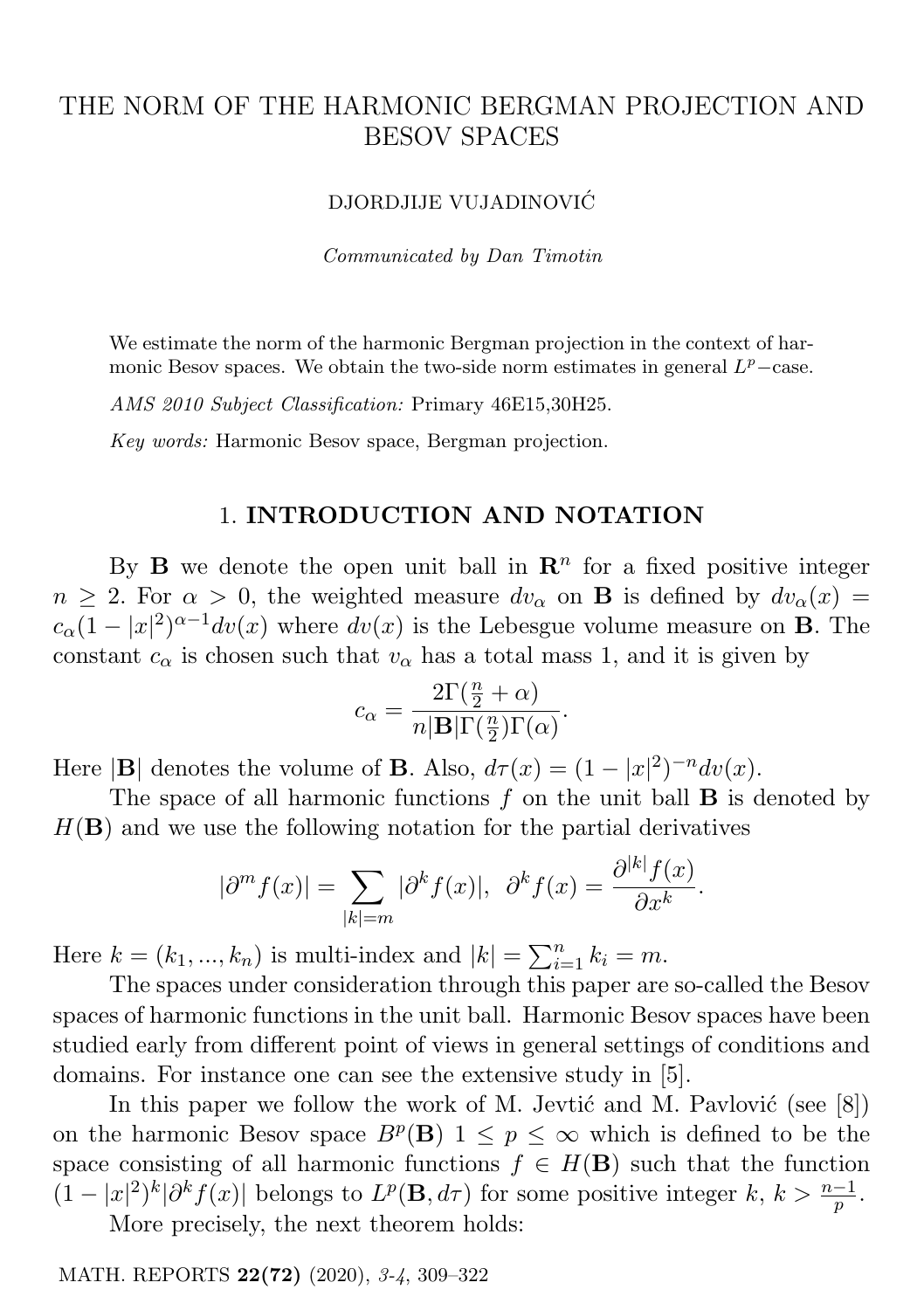# THE NORM OF THE HARMONIC BERGMAN PROJECTION AND BESOV SPACES

DJORDJIJE VUJADINOVIĆ

*Communicated by Dan Timotin*

We estimate the norm of the harmonic Bergman projection in the context of harmonic Besov spaces. We obtain the two-side norm estimates in general $L^p-$case.

*AMS 2010 Subject Classification:* Primary 46E15,30H25.

*Key words:* Harmonic Besov space, Bergman projection.

## 1. INTRODUCTION AND NOTATION

By $\mathbf{B}$ we denote the open unit ball in $\mathbf{R}^n$ for a fixed positive integer $n \geq 2$. For $\alpha > 0$, the weighted measure $dv_\alpha$ on $\mathbf{B}$ is defined by $dv_\alpha(x) = c_\alpha(1-|x|^2)^{\alpha-1}dv(x)$ where $dv(x)$ is the Lebesgue volume measure on $\mathbf{B}$. The constant $c_\alpha$ is chosen such that $v_\alpha$ has a total mass 1, and it is given by

$$c_\alpha = \frac{2\Gamma(\frac{n}{2}+\alpha)}{n|\mathbf{B}|\Gamma(\frac{n}{2})\Gamma(\alpha)}.$$

Here $|\mathbf{B}|$ denotes the volume of $\mathbf{B}$. Also, $d\tau(x) = (1-|x|^2)^{-n}dv(x)$.

The space of all harmonic functions $f$ on the unit ball $\mathbf{B}$ is denoted by $H(\mathbf{B})$ and we use the following notation for the partial derivatives

$$|\partial^m f(x)| = \sum_{|k|=m} |\partial^k f(x)|, \;\; \partial^k f(x) = \frac{\partial^{|k|}f(x)}{\partial x^k}.$$

Here $k = (k_1, ..., k_n)$ is multi-index and $|k| = \sum_{i=1}^n k_i = m$.

The spaces under consideration through this paper are so-called the Besov spaces of harmonic functions in the unit ball. Harmonic Besov spaces have been studied early from different point of views in general settings of conditions and domains. For instance one can see the extensive study in [5].

In this paper we follow the work of M. Jevtić and M. Pavlović (see [8]) on the harmonic Besov space $B^p(\mathbf{B})$ $1 \leq p \leq \infty$ which is defined to be the space consisting of all harmonic functions $f \in H(\mathbf{B})$ such that the function $(1-|x|^2)^k|\partial^k f(x)|$ belongs to $L^p(\mathbf{B}, d\tau)$ for some positive integer $k$, $k > \frac{n-1}{p}$.

More precisely, the next theorem holds: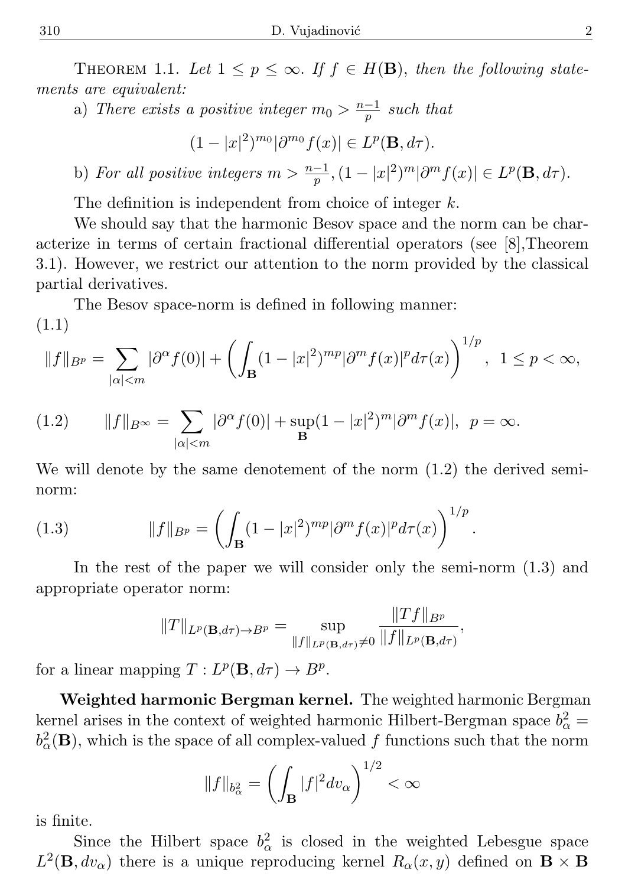THEOREM 1.1. *Let $1 \leq p \leq \infty$. If $f \in H(\mathbf{B})$, then the following statements are equivalent:*

a) *There exists a positive integer $m_0 > \frac{n-1}{p}$ such that*

$$(1-|x|^2)^{m_0}|\partial^{m_0} f(x)| \in L^p(\mathbf{B}, d\tau).$$

b) *For all positive integers $m > \frac{n-1}{p}$, $(1-|x|^2)^m|\partial^m f(x)| \in L^p(\mathbf{B}, d\tau)$.*

The definition is independent from choice of integer $k$.

We should say that the harmonic Besov space and the norm can be characterize in terms of certain fractional differential operators (see [8],Theorem 3.1). However, we restrict our attention to the norm provided by the classical partial derivatives.

The Besov space-norm is defined in following manner:

$$\|f\|_{B^p} = \sum_{|\alpha|<m} |\partial^\alpha f(0)| + \left( \int_{\mathbf{B}} (1-|x|^2)^{mp} |\partial^m f(x)|^p d\tau(x) \right)^{1/p}, \;\; 1 \leq p < \infty, \tag{1.1}$$

$$\|f\|_{B^\infty} = \sum_{|\alpha|<m} |\partial^\alpha f(0)| + \sup_{\mathbf{B}} (1-|x|^2)^m |\partial^m f(x)|, \;\; p = \infty. \tag{1.2}$$

We will denote by the same denotement of the norm (1.2) the derived semi-norm:

$$\|f\|_{B^p} = \left( \int_{\mathbf{B}} (1-|x|^2)^{mp} |\partial^m f(x)|^p d\tau(x) \right)^{1/p}. \tag{1.3}$$

In the rest of the paper we will consider only the semi-norm (1.3) and appropriate operator norm:

$$\|T\|_{L^p(\mathbf{B},d\tau)\to B^p} = \sup_{\|f\|_{L^p(\mathbf{B},d\tau)}\neq 0} \frac{\|Tf\|_{B^p}}{\|f\|_{L^p(\mathbf{B},d\tau)}},$$

for a linear mapping $T : L^p(\mathbf{B}, d\tau) \to B^p$.

**Weighted harmonic Bergman kernel.** The weighted harmonic Bergman kernel arises in the context of weighted harmonic Hilbert-Bergman space $b^2_\alpha = b^2_\alpha(\mathbf{B})$, which is the space of all complex-valued $f$ functions such that the norm

$$\|f\|_{b^2_\alpha} = \left( \int_{\mathbf{B}} |f|^2 dv_\alpha \right)^{1/2} < \infty$$

is finite.

Since the Hilbert space $b^2_\alpha$ is closed in the weighted Lebesgue space $L^2(\mathbf{B}, dv_\alpha)$ there is a unique reproducing kernel $R_\alpha(x, y)$ defined on $\mathbf{B} \times \mathbf{B}$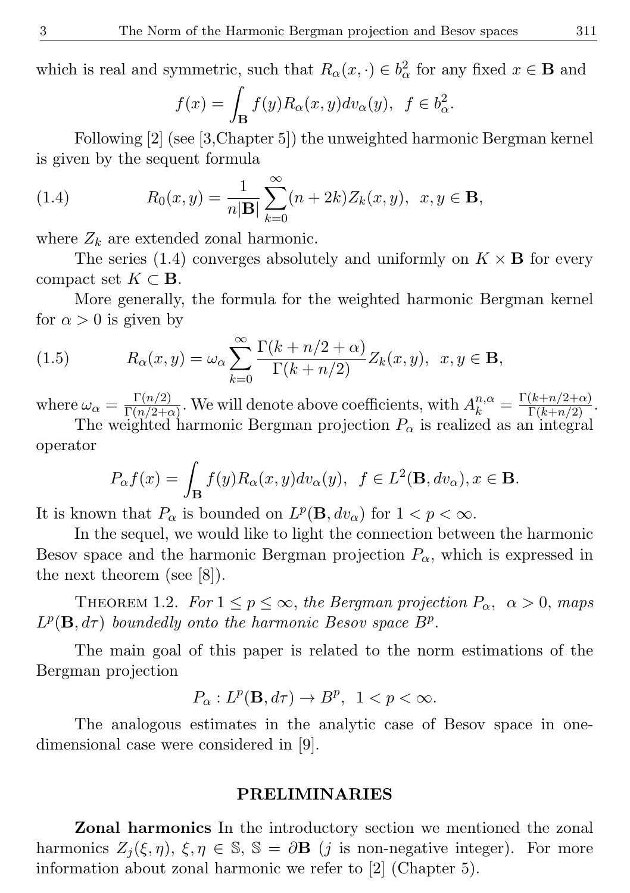which is real and symmetric, such that $R_\alpha(x,\cdot) \in b^2_\alpha$ for any fixed $x \in \mathbf{B}$ and

$$f(x) = \int_{\mathbf{B}} f(y) R_\alpha(x,y) dv_\alpha(y), \;\; f \in b^2_\alpha.$$

Following [2] (see [3,Chapter 5]) the unweighted harmonic Bergman kernel is given by the sequent formula

$$R_0(x,y) = \frac{1}{n|\mathbf{B}|}\sum_{k=0}^{\infty}(n+2k)Z_k(x,y), \;\; x,y \in \mathbf{B}, \tag{1.4}$$

where $Z_k$ are extended zonal harmonic.

The series (1.4) converges absolutely and uniformly on $K \times \mathbf{B}$ for every compact set $K \subset \mathbf{B}$.

More generally, the formula for the weighted harmonic Bergman kernel for $\alpha > 0$ is given by

$$R_\alpha(x,y) = \omega_\alpha \sum_{k=0}^{\infty} \frac{\Gamma(k+n/2+\alpha)}{\Gamma(k+n/2)} Z_k(x,y), \;\; x,y \in \mathbf{B}, \tag{1.5}$$

where $\omega_\alpha = \frac{\Gamma(n/2)}{\Gamma(n/2+\alpha)}$. We will denote above coefficients, with $A^{n,\alpha}_k = \frac{\Gamma(k+n/2+\alpha)}{\Gamma(k+n/2)}$.

The weighted harmonic Bergman projection $P_\alpha$ is realized as an integral operator

$$P_\alpha f(x) = \int_{\mathbf{B}} f(y) R_\alpha(x,y) dv_\alpha(y), \;\; f \in L^2(\mathbf{B}, dv_\alpha), x \in \mathbf{B}.$$

It is known that $P_\alpha$ is bounded on $L^p(\mathbf{B}, dv_\alpha)$ for $1 < p < \infty$.

In the sequel, we would like to light the connection between the harmonic Besov space and the harmonic Bergman projection $P_\alpha$, which is expressed in the next theorem (see [8]).

Theorem 1.2. *For $1 \le p \le \infty$, the Bergman projection $P_\alpha$, $\alpha > 0$, maps $L^p(\mathbf{B}, d\tau)$ boundedly onto the harmonic Besov space $B^p$.*

The main goal of this paper is related to the norm estimations of the Bergman projection

$$P_\alpha : L^p(\mathbf{B}, d\tau) \to B^p, \;\; 1 < p < \infty.$$

The analogous estimates in the analytic case of Besov space in one-dimensional case were considered in [9].

## PRELIMINARIES

**Zonal harmonics** In the introductory section we mentioned the zonal harmonics $Z_j(\xi,\eta)$, $\xi, \eta \in \mathbb{S}$, $\mathbb{S} = \partial\mathbf{B}$ ($j$ is non-negative integer). For more information about zonal harmonic we refer to [2] (Chapter 5).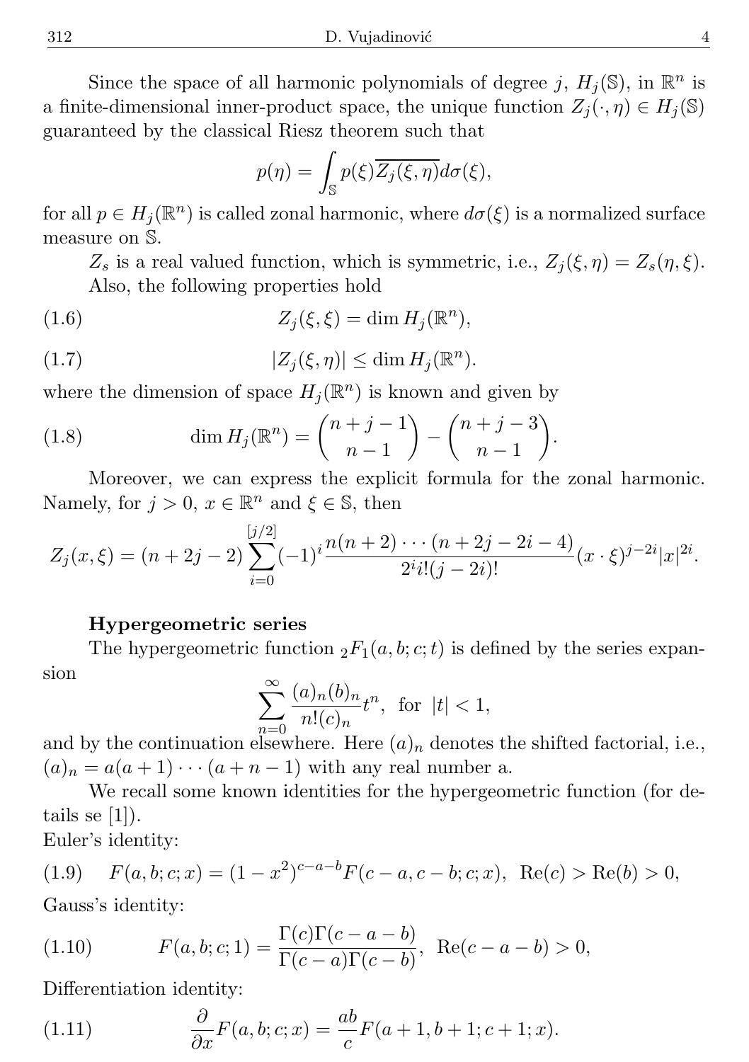Since the space of all harmonic polynomials of degree $j$, $H_j(\mathbb{S})$, in $\mathbb{R}^n$ is a finite-dimensional inner-product space, the unique function $Z_j(\cdot, \eta) \in H_j(\mathbb{S})$ guaranteed by the classical Riesz theorem such that

$$p(\eta) = \int_{\mathbb{S}} p(\xi)\overline{Z_j(\xi, \eta)} d\sigma(\xi),$$

for all $p \in H_j(\mathbb{R}^n)$ is called zonal harmonic, where $d\sigma(\xi)$ is a normalized surface measure on $\mathbb{S}$.

$Z_s$ is a real valued function, which is symmetric, i.e., $Z_j(\xi, \eta) = Z_s(\eta, \xi)$.

Also, the following properties hold

$$Z_j(\xi, \xi) = \dim H_j(\mathbb{R}^n), \tag{1.6}$$

$$|Z_j(\xi, \eta)| \leq \dim H_j(\mathbb{R}^n). \tag{1.7}$$

where the dimension of space $H_j(\mathbb{R}^n)$ is known and given by

$$\dim H_j(\mathbb{R}^n) = \binom{n+j-1}{n-1} - \binom{n+j-3}{n-1}. \tag{1.8}$$

Moreover, we can express the explicit formula for the zonal harmonic. Namely, for $j > 0$, $x \in \mathbb{R}^n$ and $\xi \in \mathbb{S}$, then

$$Z_j(x, \xi) = (n+2j-2)\sum_{i=0}^{[j/2]}(-1)^i \frac{n(n+2)\cdots(n+2j-2i-4)}{2^i i!(j-2i)!}(x \cdot \xi)^{j-2i}|x|^{2i}.$$

**Hypergeometric series**

The hypergeometric function ${}_2F_1(a, b; c; t)$ is defined by the series expansion

$$\sum_{n=0}^{\infty} \frac{(a)_n (b)_n}{n!(c)_n} t^n, \text{ for } |t| < 1,$$

and by the continuation elsewhere. Here $(a)_n$ denotes the shifted factorial, i.e., $(a)_n = a(a+1)\cdots(a+n-1)$ with any real number a.

We recall some known identities for the hypergeometric function (for details se [1]).

Euler's identity:

$$F(a, b; c; x) = (1-x^2)^{c-a-b}F(c-a, c-b; c; x), \text{ Re}(c) > \text{Re}(b) > 0, \tag{1.9}$$

Gauss's identity:

$$F(a, b; c; 1) = \frac{\Gamma(c)\Gamma(c-a-b)}{\Gamma(c-a)\Gamma(c-b)}, \text{ Re}(c-a-b) > 0, \tag{1.10}$$

Differentiation identity:

$$\frac{\partial}{\partial x}F(a, b; c; x) = \frac{ab}{c}F(a+1, b+1; c+1; x). \tag{1.11}$$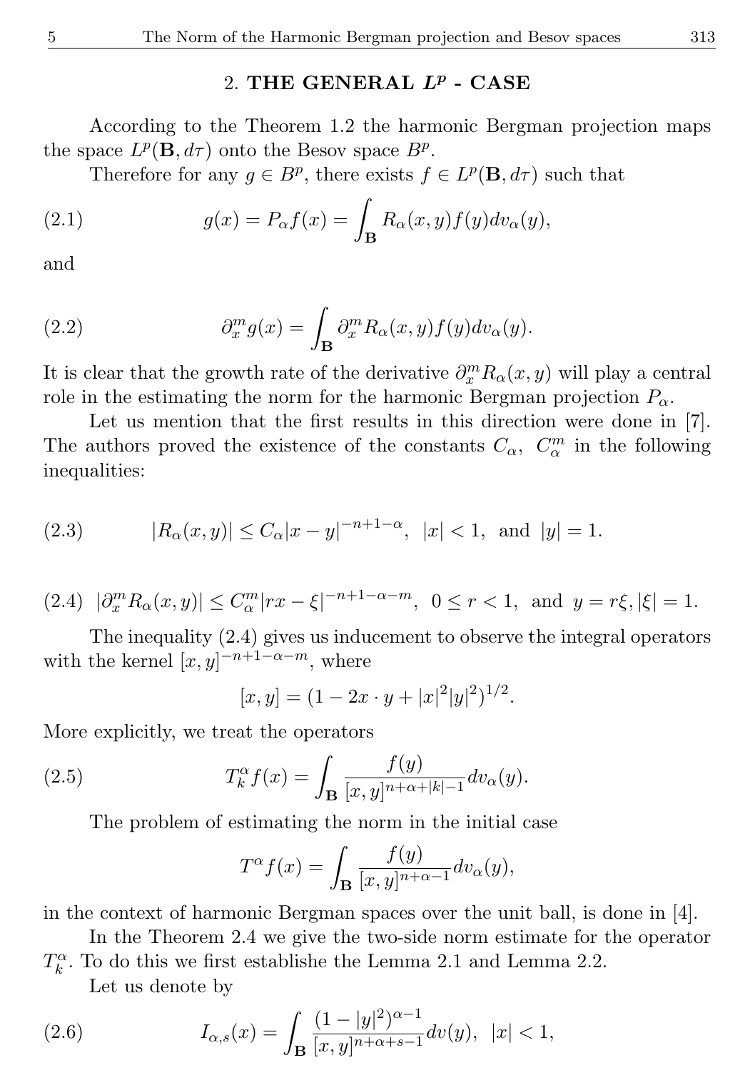## 2. THE GENERAL $L^p$ - CASE

According to the Theorem 1.2 the harmonic Bergman projection maps the space $L^p(\mathbf{B}, d\tau)$ onto the Besov space $B^p$.

Therefore for any $g \in B^p$, there exists $f \in L^p(\mathbf{B}, d\tau)$ such that

$$g(x) = P_\alpha f(x) = \int_{\mathbf{B}} R_\alpha(x,y) f(y) dv_\alpha(y), \tag{2.1}$$

and

$$\partial_x^m g(x) = \int_{\mathbf{B}} \partial_x^m R_\alpha(x,y) f(y) dv_\alpha(y). \tag{2.2}$$

It is clear that the growth rate of the derivative $\partial_x^m R_\alpha(x,y)$ will play a central role in the estimating the norm for the harmonic Bergman projection $P_\alpha$.

Let us mention that the first results in this direction were done in [7]. The authors proved the existence of the constants $C_\alpha$, $C_\alpha^m$ in the following inequalities:

$$|R_\alpha(x,y)| \leq C_\alpha |x-y|^{-n+1-\alpha}, \ \ |x| < 1, \ \text{ and } |y| = 1. \tag{2.3}$$

$$|\partial_x^m R_\alpha(x,y)| \leq C_\alpha^m |rx - \xi|^{-n+1-\alpha-m}, \ \ 0 \leq r < 1, \ \text{ and } \ y = r\xi, |\xi| = 1. \tag{2.4}$$

The inequality (2.4) gives us inducement to observe the integral operators with the kernel $[x,y]^{-n+1-\alpha-m}$, where

$$[x,y] = (1 - 2x \cdot y + |x|^2|y|^2)^{1/2}.$$

More explicitly, we treat the operators

$$T_k^\alpha f(x) = \int_{\mathbf{B}} \frac{f(y)}{[x,y]^{n+\alpha+|k|-1}} dv_\alpha(y). \tag{2.5}$$

The problem of estimating the norm in the initial case

$$T^\alpha f(x) = \int_{\mathbf{B}} \frac{f(y)}{[x,y]^{n+\alpha-1}} dv_\alpha(y),$$

in the context of harmonic Bergman spaces over the unit ball, is done in [4].

In the Theorem 2.4 we give the two-side norm estimate for the operator $T_k^\alpha$. To do this we first establishe the Lemma 2.1 and Lemma 2.2.

Let us denote by

$$I_{\alpha,s}(x) = \int_{\mathbf{B}} \frac{(1-|y|^2)^{\alpha-1}}{[x,y]^{n+\alpha+s-1}} dv(y), \ \ |x| < 1, \tag{2.6}$$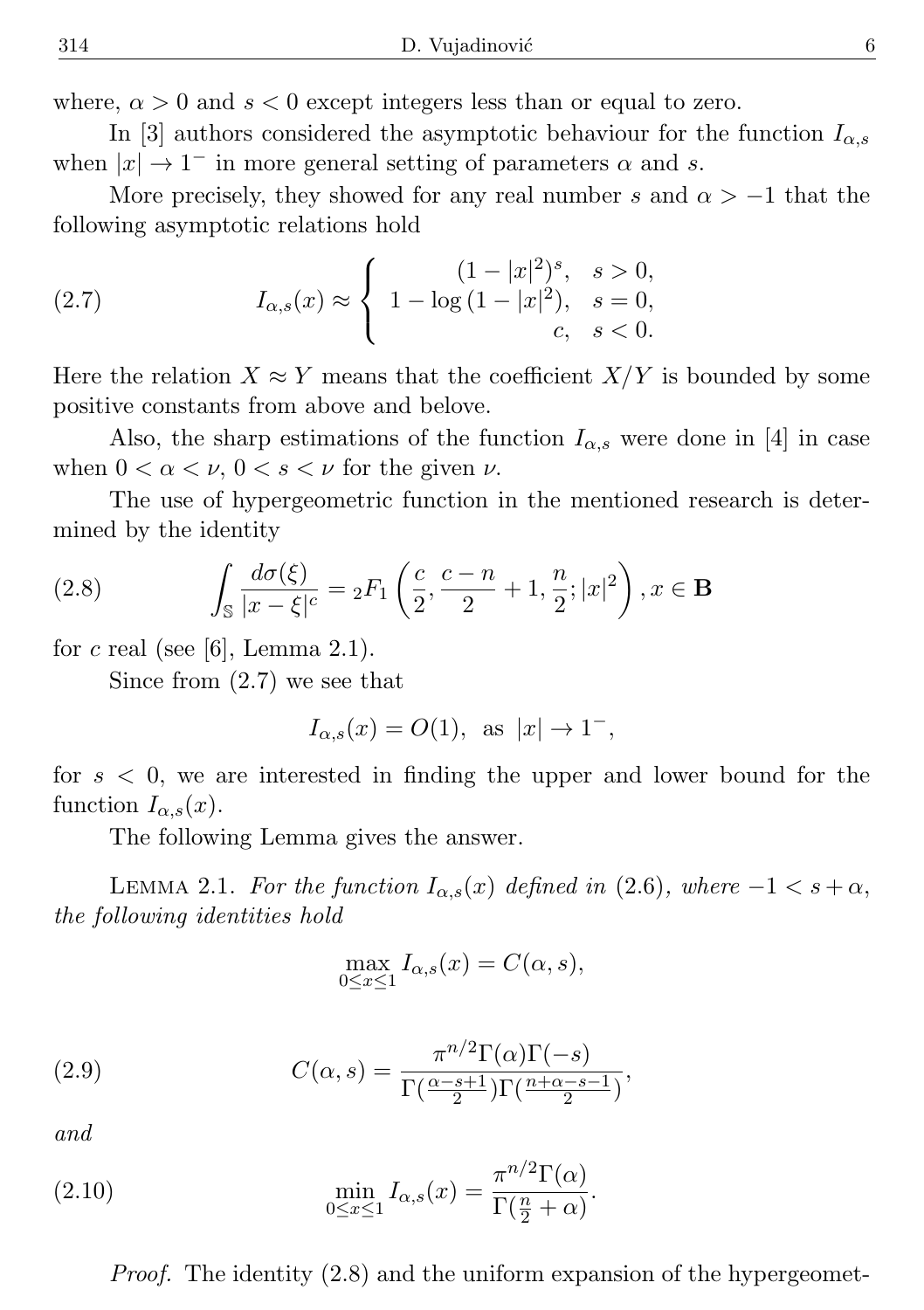where, $\alpha > 0$ and $s < 0$ except integers less than or equal to zero.

In [3] authors considered the asymptotic behaviour for the function $I_{\alpha,s}$ when $|x| \to 1^-$ in more general setting of parameters $\alpha$ and $s$.

More precisely, they showed for any real number $s$ and $\alpha > -1$ that the following asymptotic relations hold

$$I_{\alpha,s}(x) \approx \begin{cases} (1-|x|^2)^s, & s > 0, \\ 1 - \log(1-|x|^2), & s = 0, \\ c, & s < 0. \end{cases} \tag{2.7}$$

Here the relation $X \approx Y$ means that the coefficient $X/Y$ is bounded by some positive constants from above and belove.

Also, the sharp estimations of the function $I_{\alpha,s}$ were done in [4] in case when $0 < \alpha < \nu$, $0 < s < \nu$ for the given $\nu$.

The use of hypergeometric function in the mentioned research is determined by the identity

$$\int_{\mathbb{S}} \frac{d\sigma(\xi)}{|x-\xi|^c} = {}_2F_1\left(\frac{c}{2}, \frac{c-n}{2}+1, \frac{n}{2}; |x|^2\right), x \in \mathbf{B} \tag{2.8}$$

for $c$ real (see [6], Lemma 2.1).

Since from (2.7) we see that

$$I_{\alpha,s}(x) = O(1), \text{ as } |x| \to 1^-,$$

for $s < 0$, we are interested in finding the upper and lower bound for the function $I_{\alpha,s}(x)$.

The following Lemma gives the answer.

Lemma 2.1. *For the function $I_{\alpha,s}(x)$ defined in (2.6), where $-1 < s + \alpha$, the following identities hold*

$$\max_{0 \le x \le 1} I_{\alpha,s}(x) = C(\alpha, s),$$

$$C(\alpha, s) = \frac{\pi^{n/2}\Gamma(\alpha)\Gamma(-s)}{\Gamma(\frac{\alpha-s+1}{2})\Gamma(\frac{n+\alpha-s-1}{2})}, \tag{2.9}$$

*and*

$$\min_{0 \le x \le 1} I_{\alpha,s}(x) = \frac{\pi^{n/2}\Gamma(\alpha)}{\Gamma(\frac{n}{2}+\alpha)}. \tag{2.10}$$

*Proof.* The identity (2.8) and the uniform expansion of the hypergeomet-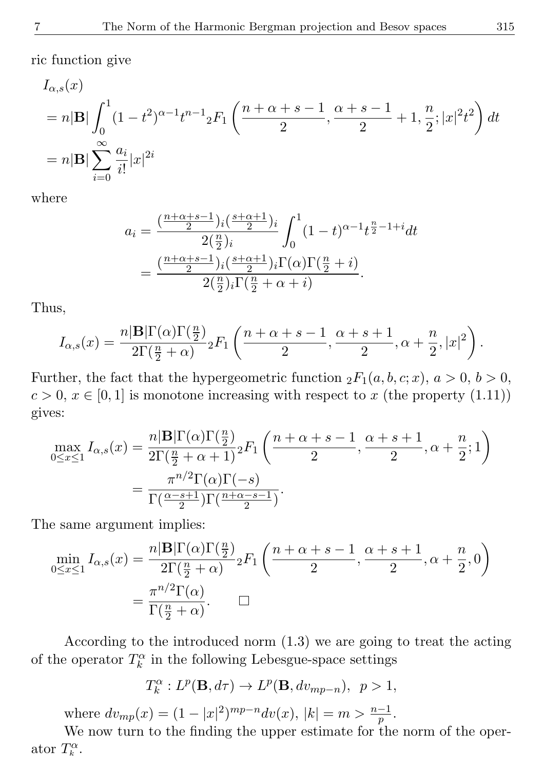ric function give

$$
\begin{aligned}
&I_{\alpha,s}(x)\\
&= n|\mathbf{B}|\int_0^1 (1-t^2)^{\alpha-1}t^{n-1}{}_2F_1\left(\frac{n+\alpha+s-1}{2}, \frac{\alpha+s-1}{2}+1, \frac{n}{2}; |x|^2t^2\right)dt\\
&= n|\mathbf{B}|\sum_{i=0}^{\infty}\frac{a_i}{i!}|x|^{2i}
\end{aligned}
$$

where

$$
\begin{aligned}
a_i &= \frac{(\frac{n+\alpha+s-1}{2})_i(\frac{s+\alpha+1}{2})_i}{2(\frac{n}{2})_i}\int_0^1 (1-t)^{\alpha-1}t^{\frac{n}{2}-1+i}dt\\
&= \frac{(\frac{n+\alpha+s-1}{2})_i(\frac{s+\alpha+1}{2})_i\Gamma(\alpha)\Gamma(\frac{n}{2}+i)}{2(\frac{n}{2})_i\Gamma(\frac{n}{2}+\alpha+i)}.
\end{aligned}
$$

Thus,

$$
I_{\alpha,s}(x) = \frac{n|\mathbf{B}|\Gamma(\alpha)\Gamma(\frac{n}{2})}{2\Gamma(\frac{n}{2}+\alpha)}{}_2F_1\left(\frac{n+\alpha+s-1}{2}, \frac{\alpha+s+1}{2}, \alpha+\frac{n}{2}, |x|^2\right).
$$

Further, the fact that the hypergeometric function ${}_2F_1(a,b,c;x)$, $a>0$, $b>0$, $c>0$, $x\in[0,1]$ is monotone increasing with respect to $x$ (the property (1.11)) gives:

$$
\begin{aligned}
\max_{0\le x\le 1} I_{\alpha,s}(x) &= \frac{n|\mathbf{B}|\Gamma(\alpha)\Gamma(\frac{n}{2})}{2\Gamma(\frac{n}{2}+\alpha+1)}{}_2F_1\left(\frac{n+\alpha+s-1}{2}, \frac{\alpha+s+1}{2}, \alpha+\frac{n}{2}; 1\right)\\
&= \frac{\pi^{n/2}\Gamma(\alpha)\Gamma(-s)}{\Gamma(\frac{\alpha-s+1}{2})\Gamma(\frac{n+\alpha-s-1}{2})}.
\end{aligned}
$$

The same argument implies:

$$
\begin{aligned}
\min_{0\le x\le 1} I_{\alpha,s}(x) &= \frac{n|\mathbf{B}|\Gamma(\alpha)\Gamma(\frac{n}{2})}{2\Gamma(\frac{n}{2}+\alpha)}{}_2F_1\left(\frac{n+\alpha+s-1}{2}, \frac{\alpha+s+1}{2}, \alpha+\frac{n}{2}, 0\right)\\
&= \frac{\pi^{n/2}\Gamma(\alpha)}{\Gamma(\frac{n}{2}+\alpha)}. \qquad \square
\end{aligned}
$$

According to the introduced norm (1.3) we are going to treat the acting of the operator $T_k^\alpha$ in the following Lebesgue-space settings

$$
T_k^\alpha : L^p(\mathbf{B}, d\tau) \to L^p(\mathbf{B}, dv_{mp-n}), \;\; p>1,
$$

where $dv_{mp}(x) = (1-|x|^2)^{mp-n}dv(x)$, $|k| = m > \frac{n-1}{p}$.

We now turn to the finding the upper estimate for the norm of the operator $T_k^\alpha$.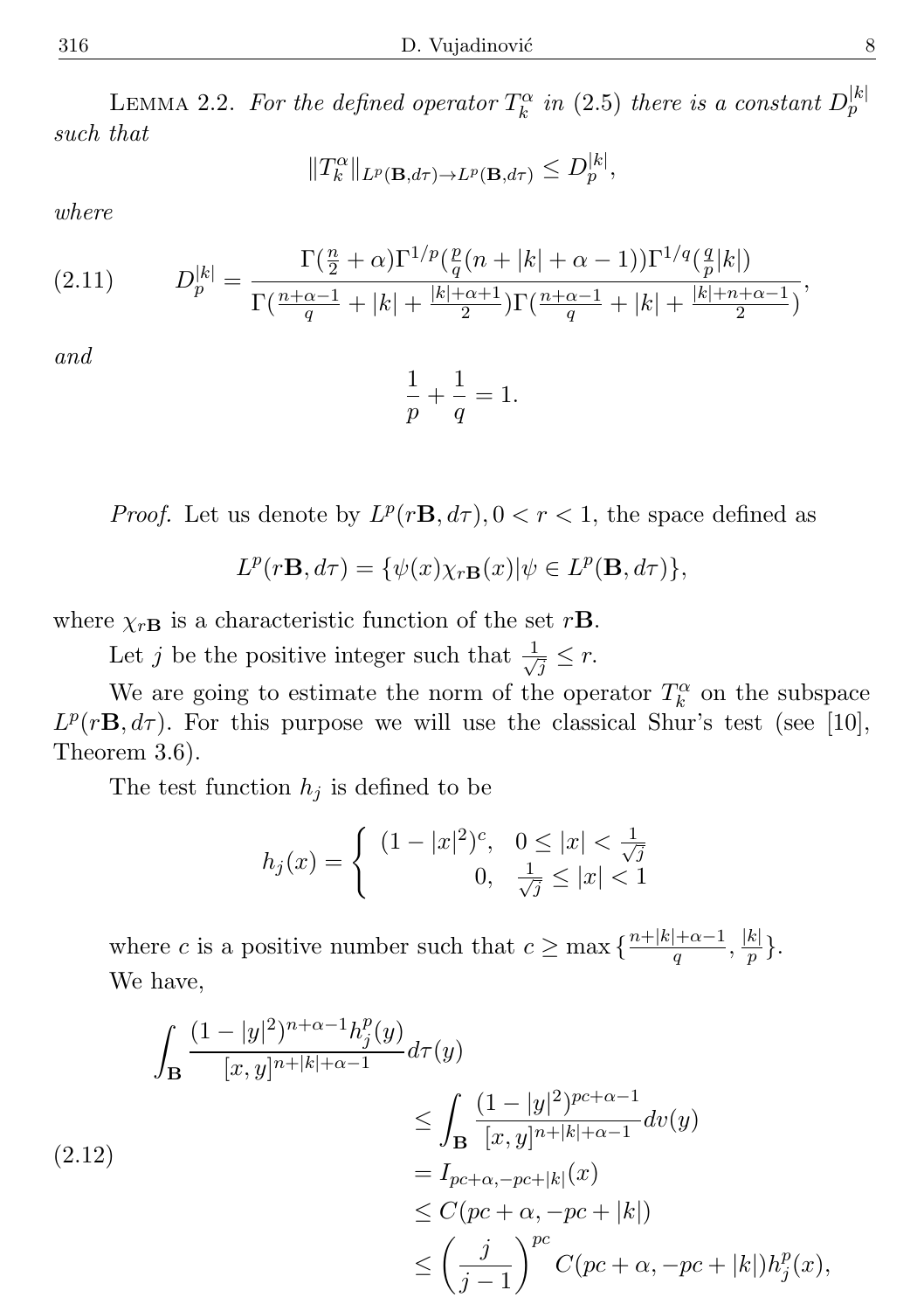LEMMA 2.2. *For the defined operator $T_k^\alpha$ in (2.5) there is a constant $D_p^{|k|}$ such that*

$$\|T_k^\alpha\|_{L^p(\mathbf{B},d\tau)\to L^p(\mathbf{B},d\tau)} \leq D_p^{|k|},$$

*where*

$$D_p^{|k|} = \frac{\Gamma(\frac{n}{2}+\alpha)\Gamma^{1/p}(\frac{p}{q}(n+|k|+\alpha-1))\Gamma^{1/q}(\frac{q}{p}|k|)}{\Gamma(\frac{n+\alpha-1}{q}+|k|+\frac{|k|+\alpha+1}{2})\Gamma(\frac{n+\alpha-1}{q}+|k|+\frac{|k|+n+\alpha-1}{2})}, \tag{2.11}$$

*and*

$$\frac{1}{p}+\frac{1}{q}=1.$$

*Proof.* Let us denote by $L^p(r\mathbf{B},d\tau), 0<r<1$, the space defined as

$$L^p(r\mathbf{B},d\tau) = \{\psi(x)\chi_{r\mathbf{B}}(x) | \psi \in L^p(\mathbf{B},d\tau)\},$$

where $\chi_{r\mathbf{B}}$ is a characteristic function of the set $r\mathbf{B}$.

Let $j$ be the positive integer such that $\frac{1}{\sqrt{j}} \leq r$.

We are going to estimate the norm of the operator $T_k^\alpha$ on the subspace $L^p(r\mathbf{B},d\tau)$. For this purpose we will use the classical Shur's test (see [10], Theorem 3.6).

The test function $h_j$ is defined to be

$$h_j(x) = \begin{cases} (1-|x|^2)^c, & 0 \leq |x| < \frac{1}{\sqrt{j}} \\ 0, & \frac{1}{\sqrt{j}} \leq |x| < 1 \end{cases}$$

where $c$ is a positive number such that $c \geq \max\{\frac{n+|k|+\alpha-1}{q}, \frac{|k|}{p}\}$.

We have,

$$\begin{aligned} \int_{\mathbf{B}} \frac{(1-|y|^2)^{n+\alpha-1}h_j^p(y)}{[x,y]^{n+|k|+\alpha-1}} d\tau(y) \qquad & \\ &\leq \int_{\mathbf{B}} \frac{(1-|y|^2)^{pc+\alpha-1}}{[x,y]^{n+|k|+\alpha-1}} dv(y) \\ &= I_{pc+\alpha,-pc+|k|}(x) \\ &\leq C(pc+\alpha, -pc+|k|) \\ &\leq \left(\frac{j}{j-1}\right)^{pc} C(pc+\alpha,-pc+|k|)h_j^p(x), \end{aligned} \tag{2.12}$$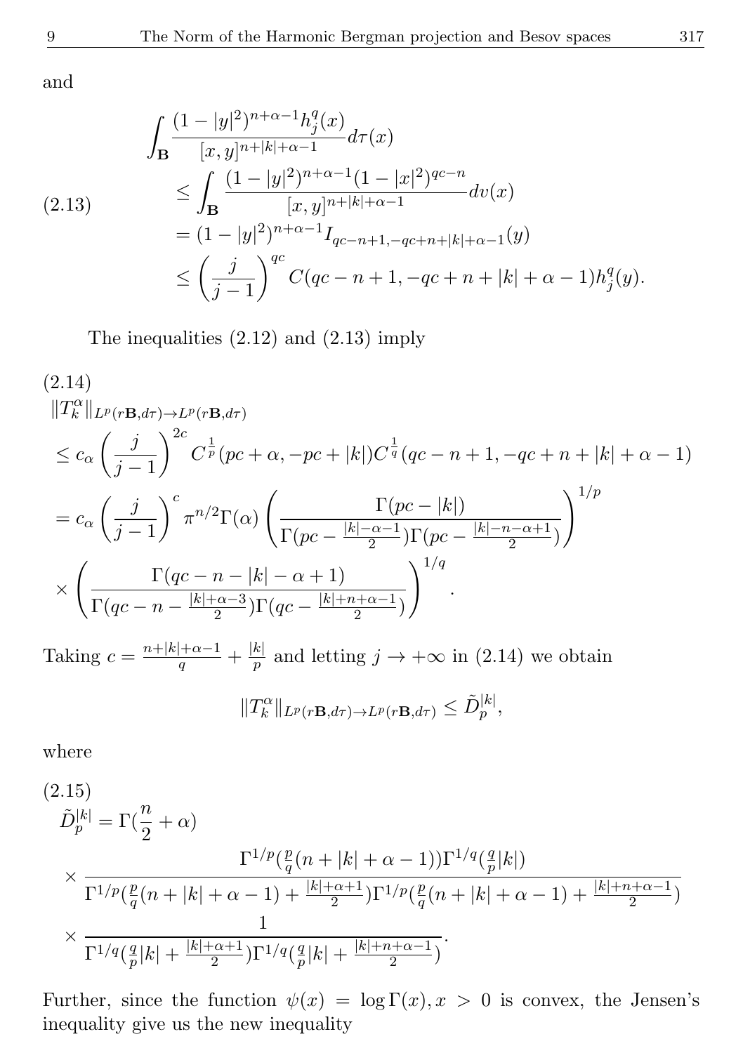and

$$
\begin{aligned}
&\int_{\mathbf{B}} \frac{(1-|y|^2)^{n+\alpha-1} h_j^q(x)}{[x,y]^{n+|k|+\alpha-1}} d\tau(x) \\
&\leq \int_{\mathbf{B}} \frac{(1-|y|^2)^{n+\alpha-1}(1-|x|^2)^{qc-n}}{[x,y]^{n+|k|+\alpha-1}} dv(x) \\
&= (1-|y|^2)^{n+\alpha-1} I_{qc-n+1,-qc+n+|k|+\alpha-1}(y) \\
&\leq \left(\frac{j}{j-1}\right)^{qc} C(qc-n+1,-qc+n+|k|+\alpha-1) h_j^q(y).
\end{aligned} \tag{2.13}
$$

The inequalities (2.12) and (2.13) imply

$$
\begin{aligned}
&\|T_k^\alpha\|_{L^p(r\mathbf{B},d\tau)\to L^p(r\mathbf{B},d\tau)} \\
&\leq c_\alpha \left(\frac{j}{j-1}\right)^{2c} C^{\frac{1}{p}}(pc+\alpha,-pc+|k|) C^{\frac{1}{q}}(qc-n+1,-qc+n+|k|+\alpha-1) \\
&= c_\alpha \left(\frac{j}{j-1}\right)^{c} \pi^{n/2}\Gamma(\alpha) \left(\frac{\Gamma(pc-|k|)}{\Gamma(pc-\frac{|k|-\alpha-1}{2})\Gamma(pc-\frac{|k|-n-\alpha+1}{2})}\right)^{1/p} \\
&\times \left(\frac{\Gamma(qc-n-|k|-\alpha+1)}{\Gamma(qc-n-\frac{|k|+\alpha-3}{2})\Gamma(qc-\frac{|k|+n+\alpha-1}{2})}\right)^{1/q}.
\end{aligned} \tag{2.14}
$$

Taking $c = \frac{n+|k|+\alpha-1}{q} + \frac{|k|}{p}$ and letting $j \to +\infty$ in (2.14) we obtain

$$
\|T_k^\alpha\|_{L^p(r\mathbf{B},d\tau)\to L^p(r\mathbf{B},d\tau)} \leq \tilde{D}_p^{|k|},
$$

where

$$
\begin{aligned}
\tilde{D}_p^{|k|} &= \Gamma(\frac{n}{2}+\alpha) \\
&\times \frac{\Gamma^{1/p}(\frac{p}{q}(n+|k|+\alpha-1))\Gamma^{1/q}(\frac{q}{p}|k|)}{\Gamma^{1/p}(\frac{p}{q}(n+|k|+\alpha-1)+\frac{|k|+\alpha+1}{2})\Gamma^{1/p}(\frac{p}{q}(n+|k|+\alpha-1)+\frac{|k|+n+\alpha-1}{2})} \\
&\times \frac{1}{\Gamma^{1/q}(\frac{q}{p}|k|+\frac{|k|+\alpha+1}{2})\Gamma^{1/q}(\frac{q}{p}|k|+\frac{|k|+n+\alpha-1}{2})}.
\end{aligned} \tag{2.15}
$$

Further, since the function $\psi(x) = \log\Gamma(x), x > 0$ is convex, the Jensen's inequality give us the new inequality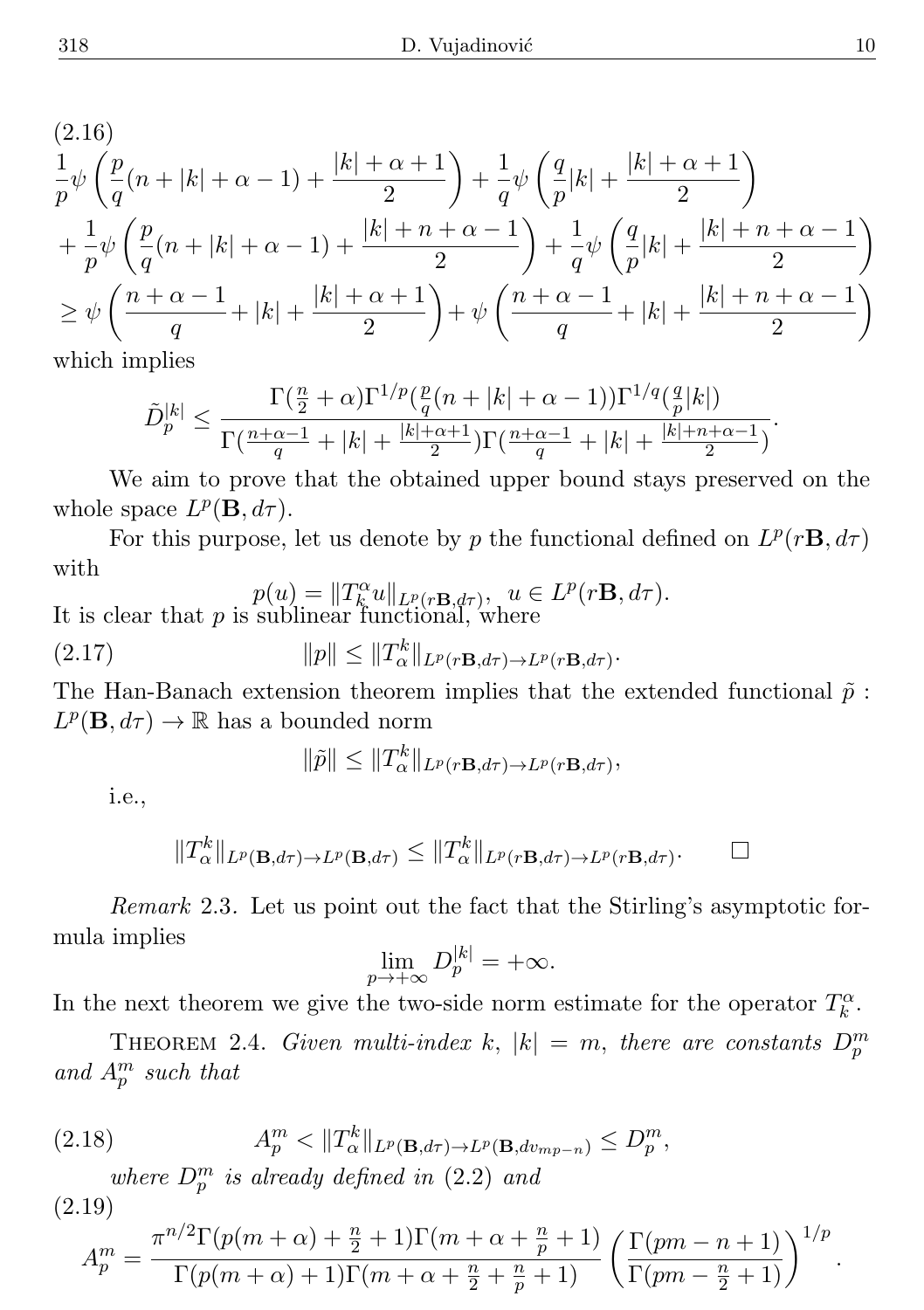(2.16)

$$
\begin{aligned}
&\frac{1}{p}\psi\left(\frac{p}{q}(n+|k|+\alpha-1)+\frac{|k|+\alpha+1}{2}\right)+\frac{1}{q}\psi\left(\frac{q}{p}|k|+\frac{|k|+\alpha+1}{2}\right)\\
&+\frac{1}{p}\psi\left(\frac{p}{q}(n+|k|+\alpha-1)+\frac{|k|+n+\alpha-1}{2}\right)+\frac{1}{q}\psi\left(\frac{q}{p}|k|+\frac{|k|+n+\alpha-1}{2}\right)\\
&\geq \psi\left(\frac{n+\alpha-1}{q}+|k|+\frac{|k|+\alpha+1}{2}\right)+\psi\left(\frac{n+\alpha-1}{q}+|k|+\frac{|k|+n+\alpha-1}{2}\right)
\end{aligned}
$$

which implies

$$
\tilde{D}_p^{|k|} \leq \frac{\Gamma(\frac{n}{2}+\alpha)\Gamma^{1/p}(\frac{p}{q}(n+|k|+\alpha-1))\Gamma^{1/q}(\frac{q}{p}|k|)}{\Gamma(\frac{n+\alpha-1}{q}+|k|+\frac{|k|+\alpha+1}{2})\Gamma(\frac{n+\alpha-1}{q}+|k|+\frac{|k|+n+\alpha-1}{2})}.
$$

We aim to prove that the obtained upper bound stays preserved on the whole space $L^p(\mathbf{B}, d\tau)$.

For this purpose, let us denote by $p$ the functional defined on $L^p(r\mathbf{B}, d\tau)$ with

$$
p(u) = \|T_k^{\alpha} u\|_{L^p(r\mathbf{B},d\tau)}, \ \ u \in L^p(r\mathbf{B}, d\tau).
$$

It is clear that $p$ is sublinear functional, where

$$
\|p\| \leq \|T_{\alpha}^k\|_{L^p(r\mathbf{B},d\tau)\to L^p(r\mathbf{B},d\tau)}. \tag{2.17}
$$

The Han-Banach extension theorem implies that the extended functional $\tilde{p}: L^p(\mathbf{B}, d\tau) \to \mathbb{R}$ has a bounded norm

$$
\|\tilde{p}\| \leq \|T_{\alpha}^k\|_{L^p(r\mathbf{B},d\tau)\to L^p(r\mathbf{B},d\tau)},
$$

i.e.,

$$
\|T_{\alpha}^k\|_{L^p(\mathbf{B},d\tau)\to L^p(\mathbf{B},d\tau)} \leq \|T_{\alpha}^k\|_{L^p(r\mathbf{B},d\tau)\to L^p(r\mathbf{B},d\tau)}. \qquad \square
$$

*Remark* 2.3. Let us point out the fact that the Stirling's asymptotic formula implies

$$
\lim_{p\to+\infty} D_p^{|k|} = +\infty.
$$

In the next theorem we give the two-side norm estimate for the operator $T_k^{\alpha}$.

THEOREM 2.4. *Given multi-index $k$, $|k| = m$, there are constants $D_p^m$ and $A_p^m$ such that*

$$
A_p^m < \|T_{\alpha}^k\|_{L^p(\mathbf{B},d\tau)\to L^p(\mathbf{B},dv_{mp-n})} \leq D_p^m, \tag{2.18}
$$

*where $D_p^m$ is already defined in (2.2) and*

$$
A_p^m = \frac{\pi^{n/2}\Gamma(p(m+\alpha)+\frac{n}{2}+1)\Gamma(m+\alpha+\frac{n}{p}+1)}{\Gamma(p(m+\alpha)+1)\Gamma(m+\alpha+\frac{n}{2}+\frac{n}{p}+1)}\left(\frac{\Gamma(pm-n+1)}{\Gamma(pm-\frac{n}{2}+1)}\right)^{1/p}. \tag{2.19}
$$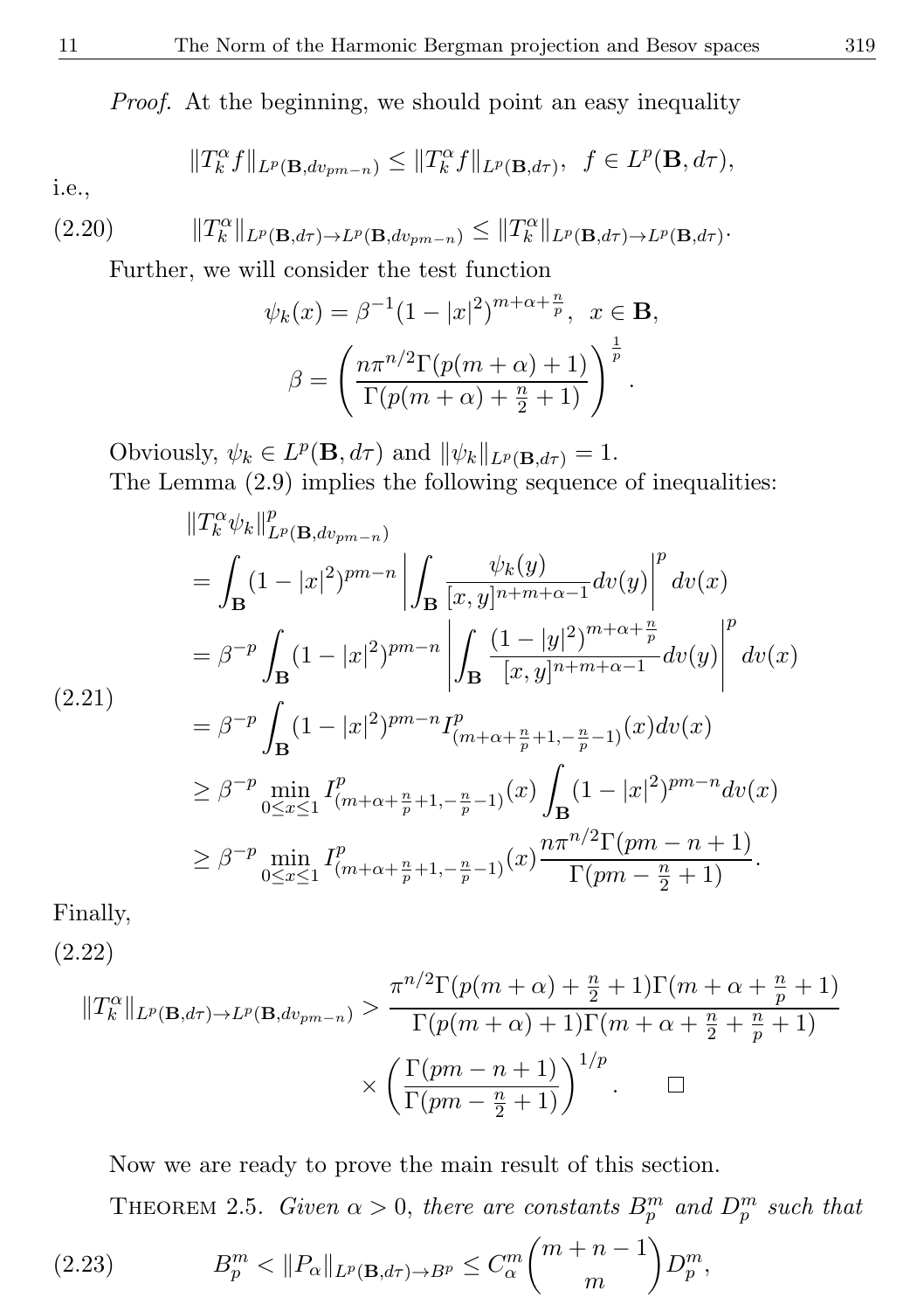*Proof.* At the beginning, we should point an easy inequality

$$\|T_k^\alpha f\|_{L^p(\mathbf{B},dv_{pm-n})} \leq \|T_k^\alpha f\|_{L^p(\mathbf{B},d\tau)}, \;\; f \in L^p(\mathbf{B}, d\tau),$$

i.e.,

$$\|T_k^\alpha\|_{L^p(\mathbf{B},d\tau)\to L^p(\mathbf{B},dv_{pm-n})} \leq \|T_k^\alpha\|_{L^p(\mathbf{B},d\tau)\to L^p(\mathbf{B},d\tau)}. \tag{2.20}$$

Further, we will consider the test function

$$\psi_k(x) = \beta^{-1}(1-|x|^2)^{m+\alpha+\frac{n}{p}}, \;\; x \in \mathbf{B},$$

$$\beta = \left(\frac{n\pi^{n/2}\Gamma(p(m+\alpha)+1)}{\Gamma(p(m+\alpha)+\frac{n}{2}+1)}\right)^{\frac{1}{p}}.$$

Obviously, $\psi_k \in L^p(\mathbf{B}, d\tau)$ and $\|\psi_k\|_{L^p(\mathbf{B},d\tau)} = 1$.

The Lemma (2.9) implies the following sequence of inequalities:

$$\begin{aligned}
&\|T_k^\alpha \psi_k\|^p_{L^p(\mathbf{B},dv_{pm-n})}\\
&= \int_{\mathbf{B}} (1-|x|^2)^{pm-n} \left| \int_{\mathbf{B}} \frac{\psi_k(y)}{[x,y]^{n+m+\alpha-1}} dv(y)\right|^p dv(x)\\
&= \beta^{-p} \int_{\mathbf{B}} (1-|x|^2)^{pm-n} \left| \int_{\mathbf{B}} \frac{(1-|y|^2)^{m+\alpha+\frac{n}{p}}}{[x,y]^{n+m+\alpha-1}} dv(y)\right|^p dv(x)\\
&= \beta^{-p} \int_{\mathbf{B}} (1-|x|^2)^{pm-n} I^p_{(m+\alpha+\frac{n}{p}+1,-\frac{n}{p}-1)}(x) dv(x)\\
&\geq \beta^{-p} \min_{0\leq x\leq 1} I^p_{(m+\alpha+\frac{n}{p}+1,-\frac{n}{p}-1)}(x) \int_{\mathbf{B}} (1-|x|^2)^{pm-n} dv(x)\\
&\geq \beta^{-p} \min_{0\leq x\leq 1} I^p_{(m+\alpha+\frac{n}{p}+1,-\frac{n}{p}-1)}(x) \frac{n\pi^{n/2}\Gamma(pm-n+1)}{\Gamma(pm-\frac{n}{2}+1)}.
\end{aligned} \tag{2.21}$$

Finally,

$$\|T_k^\alpha\|_{L^p(\mathbf{B},d\tau)\to L^p(\mathbf{B},dv_{pm-n})} > \frac{\pi^{n/2}\Gamma(p(m+\alpha)+\frac{n}{2}+1)\Gamma(m+\alpha+\frac{n}{p}+1)}{\Gamma(p(m+\alpha)+1)\Gamma(m+\alpha+\frac{n}{2}+\frac{n}{p}+1)} \times \left(\frac{\Gamma(pm-n+1)}{\Gamma(pm-\frac{n}{2}+1)}\right)^{1/p}. \tag{2.22}$$

$\square$

Now we are ready to prove the main result of this section.

**Theorem 2.5.** *Given $\alpha > 0$, there are constants $B_p^m$ and $D_p^m$ such that*

$$B_p^m < \|P_\alpha\|_{L^p(\mathbf{B},d\tau)\to B^p} \leq C_\alpha^m \binom{m+n-1}{m} D_p^m, \tag{2.23}$$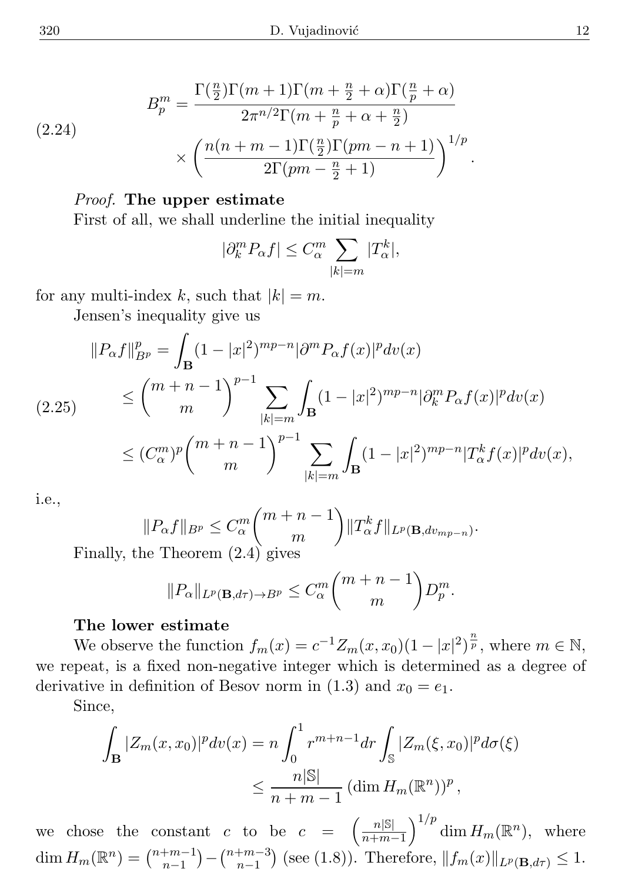$$B_p^m = \frac{\Gamma(\frac{n}{2})\Gamma(m+1)\Gamma(m+\frac{n}{2}+\alpha)\Gamma(\frac{n}{p}+\alpha)}{2\pi^{n/2}\Gamma(m+\frac{n}{p}+\alpha+\frac{n}{2})} \times \left(\frac{n(n+m-1)\Gamma(\frac{n}{2})\Gamma(pm-n+1)}{2\Gamma(pm-\frac{n}{2}+1)}\right)^{1/p}. \tag{2.24}$$

*Proof.* **The upper estimate**

First of all, we shall underline the initial inequality

$$|\partial_k^m P_\alpha f| \le C_\alpha^m \sum_{|k|=m} |T_\alpha^k|,$$

for any multi-index $k$, such that $|k| = m$.

Jensen's inequality give us

$$\begin{aligned}
\|P_\alpha f\|_{B^p}^p &= \int_{\mathbf{B}} (1-|x|^2)^{mp-n} |\partial^m P_\alpha f(x)|^p dv(x) \\
&\le \binom{m+n-1}{m}^{p-1} \sum_{|k|=m} \int_{\mathbf{B}} (1-|x|^2)^{mp-n} |\partial_k^m P_\alpha f(x)|^p dv(x) \\
&\le (C_\alpha^m)^p \binom{m+n-1}{m}^{p-1} \sum_{|k|=m} \int_{\mathbf{B}} (1-|x|^2)^{mp-n} |T_\alpha^k f(x)|^p dv(x),
\end{aligned} \tag{2.25}$$

i.e.,

$$\|P_\alpha f\|_{B^p} \le C_\alpha^m \binom{m+n-1}{m} \|T_\alpha^k f\|_{L^p(\mathbf{B}, dv_{mp-n})}.$$

Finally, the Theorem (2.4) gives

$$\|P_\alpha\|_{L^p(\mathbf{B},d\tau)\to B^p} \le C_\alpha^m \binom{m+n-1}{m} D_p^m.$$

**The lower estimate**

We observe the function $f_m(x) = c^{-1} Z_m(x, x_0)(1-|x|^2)^{\frac{n}{p}}$, where $m \in \mathbb{N}$, we repeat, is a fixed non-negative integer which is determined as a degree of derivative in definition of Besov norm in (1.3) and $x_0 = e_1$.

Since,

$$\begin{aligned}
\int_{\mathbf{B}} |Z_m(x, x_0)|^p dv(x) &= n \int_0^1 r^{m+n-1} dr \int_{\mathbb{S}} |Z_m(\xi, x_0)|^p d\sigma(\xi) \\
&\le \frac{n|\mathbb{S}|}{n+m-1} \left(\dim H_m(\mathbb{R}^n)\right)^p,
\end{aligned}$$

we chose the constant $c$ to be $c = \left(\frac{n|\mathbb{S}|}{n+m-1}\right)^{1/p} \dim H_m(\mathbb{R}^n)$, where $\dim H_m(\mathbb{R}^n) = \binom{n+m-1}{n-1} - \binom{n+m-3}{n-1}$ (see (1.8)). Therefore, $\|f_m(x)\|_{L^p(\mathbf{B},d\tau)} \le 1$.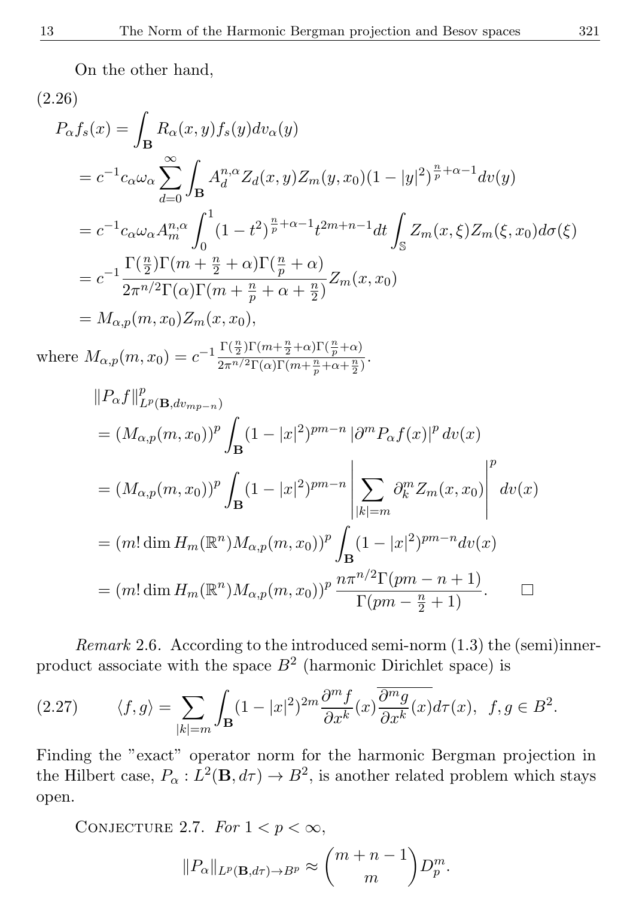On the other hand,

(2.26)

$$
\begin{aligned}
P_\alpha f_s(x) &= \int_{\mathbf{B}} R_\alpha(x,y) f_s(y) dv_\alpha(y) \\
&= c^{-1} c_\alpha \omega_\alpha \sum_{d=0}^{\infty} \int_{\mathbf{B}} A_d^{n,\alpha} Z_d(x,y) Z_m(y,x_0)(1-|y|^2)^{\frac{n}{p}+\alpha-1} dv(y) \\
&= c^{-1} c_\alpha \omega_\alpha A_m^{n,\alpha} \int_0^1 (1-t^2)^{\frac{n}{p}+\alpha-1} t^{2m+n-1} dt \int_{\mathbb{S}} Z_m(x,\xi) Z_m(\xi,x_0) d\sigma(\xi) \\
&= c^{-1} \frac{\Gamma(\frac{n}{2})\Gamma(m+\frac{n}{2}+\alpha)\Gamma(\frac{n}{p}+\alpha)}{2\pi^{n/2}\Gamma(\alpha)\Gamma(m+\frac{n}{p}+\alpha+\frac{n}{2})} Z_m(x,x_0) \\
&= M_{\alpha,p}(m,x_0) Z_m(x,x_0),
\end{aligned}
$$

where $M_{\alpha,p}(m,x_0) = c^{-1}\frac{\Gamma(\frac{n}{2})\Gamma(m+\frac{n}{2}+\alpha)\Gamma(\frac{n}{p}+\alpha)}{2\pi^{n/2}\Gamma(\alpha)\Gamma(m+\frac{n}{p}+\alpha+\frac{n}{2})}$.

$$
\begin{aligned}
&\|P_\alpha f\|^p_{L^p(\mathbf{B}, dv_{mp-n})} \\
&= (M_{\alpha,p}(m,x_0))^p \int_{\mathbf{B}} (1-|x|^2)^{pm-n} |\partial^m P_\alpha f(x)|^p dv(x) \\
&= (M_{\alpha,p}(m,x_0))^p \int_{\mathbf{B}} (1-|x|^2)^{pm-n} \left| \sum_{|k|=m} \partial_k^m Z_m(x,x_0) \right|^p dv(x) \\
&= (m! \dim H_m(\mathbb{R}^n) M_{\alpha,p}(m,x_0))^p \int_{\mathbf{B}} (1-|x|^2)^{pm-n} dv(x) \\
&= (m! \dim H_m(\mathbb{R}^n) M_{\alpha,p}(m,x_0))^p \frac{n\pi^{n/2}\Gamma(pm-n+1)}{\Gamma(pm-\frac{n}{2}+1)}. \qquad \square
\end{aligned}
$$

*Remark* 2.6. According to the introduced semi-norm (1.3) the (semi)inner-product associate with the space $B^2$ (harmonic Dirichlet space) is

$$
\langle f, g \rangle = \sum_{|k|=m} \int_{\mathbf{B}} (1-|x|^2)^{2m} \frac{\partial^m f}{\partial x^k}(x) \overline{\frac{\partial^m g}{\partial x^k}(x)} d\tau(x), \quad f, g \in B^2. \tag{2.27}
$$

Finding the "exact" operator norm for the harmonic Bergman projection in the Hilbert case, $P_\alpha : L^2(\mathbf{B}, d\tau) \to B^2$, is another related problem which stays open.

Conjecture 2.7. *For* $1 < p < \infty$,

$$
\|P_\alpha\|_{L^p(\mathbf{B},d\tau)\to B^p} \approx \binom{m+n-1}{m} D_p^m.
$$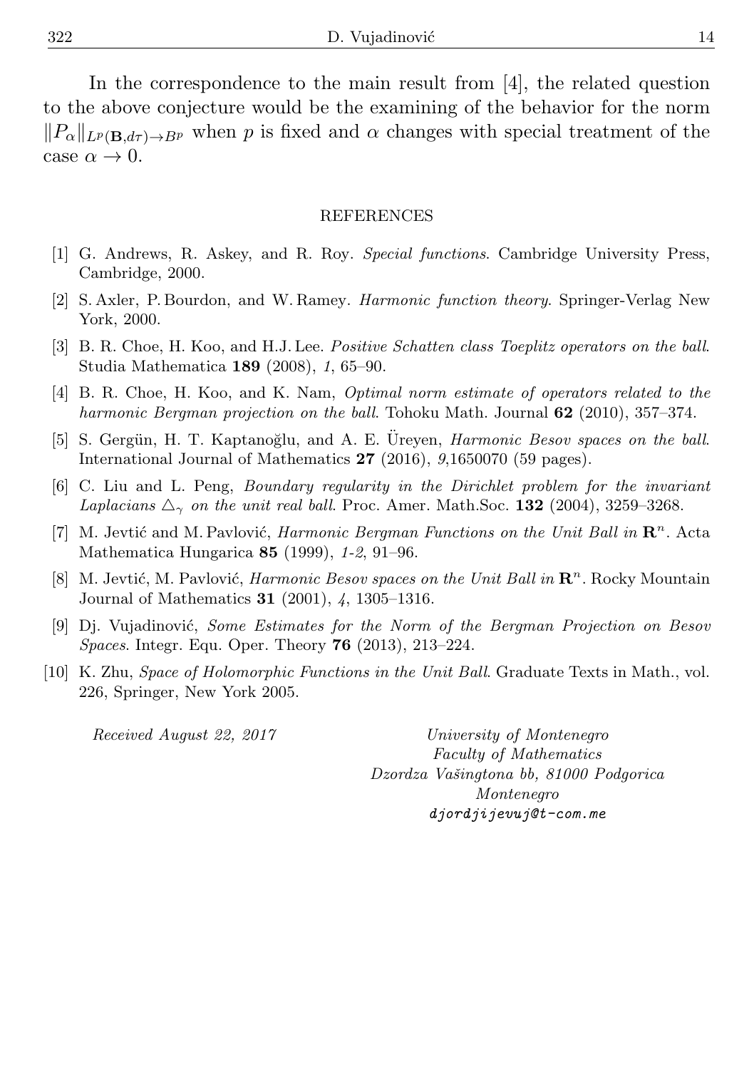In the correspondence to the main result from [4], the related question to the above conjecture would be the examining of the behavior for the norm $\|P_\alpha\|_{L^p(\mathbf{B},d\tau)\to B^p}$ when $p$ is fixed and $\alpha$ changes with special treatment of the case $\alpha \to 0$.

## REFERENCES

[1] G. Andrews, R. Askey, and R. Roy. *Special functions*. Cambridge University Press, Cambridge, 2000.

[2] S. Axler, P. Bourdon, and W. Ramey. *Harmonic function theory*. Springer-Verlag New York, 2000.

[3] B. R. Choe, H. Koo, and H.J. Lee. *Positive Schatten class Toeplitz operators on the ball*. Studia Mathematica **189** (2008), *1*, 65–90.

[4] B. R. Choe, H. Koo, and K. Nam, *Optimal norm estimate of operators related to the harmonic Bergman projection on the ball*. Tohoku Math. Journal **62** (2010), 357–374.

[5] S. Gergün, H. T. Kaptanoğlu, and A. E. Üreyen, *Harmonic Besov spaces on the ball*. International Journal of Mathematics **27** (2016), *9*,1650070 (59 pages).

[6] C. Liu and L. Peng, *Boundary regularity in the Dirichlet problem for the invariant Laplacians $\triangle_\gamma$ on the unit real ball*. Proc. Amer. Math.Soc. **132** (2004), 3259–3268.

[7] M. Jevtić and M. Pavlović, *Harmonic Bergman Functions on the Unit Ball in $\mathbf{R}^n$*. Acta Mathematica Hungarica **85** (1999), *1-2*, 91–96.

[8] M. Jevtić, M. Pavlović, *Harmonic Besov spaces on the Unit Ball in $\mathbf{R}^n$*. Rocky Mountain Journal of Mathematics **31** (2001), *4*, 1305–1316.

[9] Dj. Vujadinović, *Some Estimates for the Norm of the Bergman Projection on Besov Spaces*. Integr. Equ. Oper. Theory **76** (2013), 213–224.

[10] K. Zhu, *Space of Holomorphic Functions in the Unit Ball*. Graduate Texts in Math., vol. 226, Springer, New York 2005.

*Received August 22, 2017*

*University of Montenegro*
*Faculty of Mathematics*
*Dzordza Vašingtona bb, 81000 Podgorica*
*Montenegro*
djordjijevuj@t-com.me